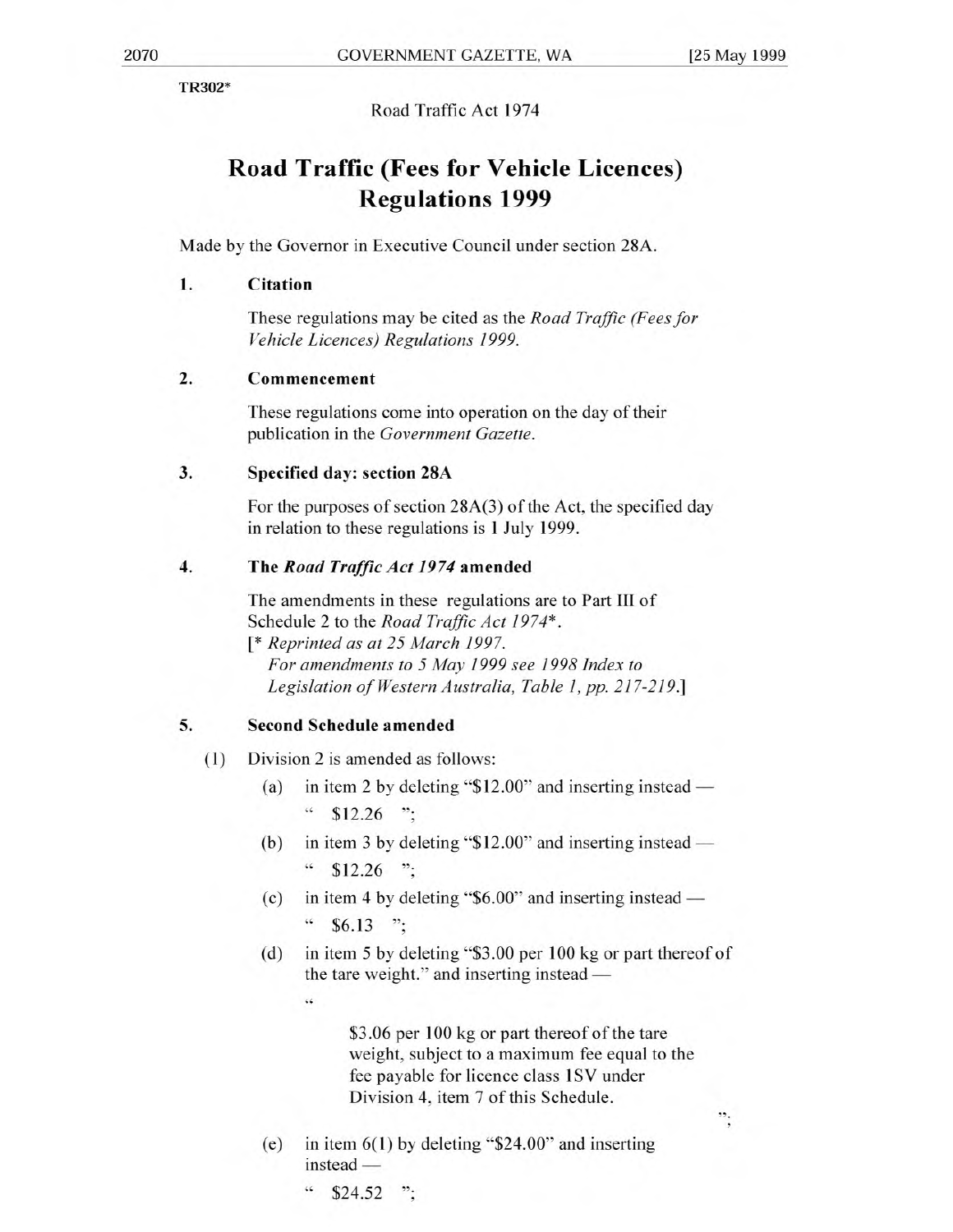TR302*

Road Traffic Act 1974

# Road Traffic (Fees for Vehicle Licences) Regulations 1999

Made by the Governor in Executive Council under section 28A.

**1. Citation**

These regulations may be cited as the *Road Traffic (Fees for Vehicle Licences) Regulations 1999.*

**2. Commencement**

These regulations come into operation on the day of their publication in the *Government Gazette*.

**3. Specified day: section 28A**

For the purposes of section 28A(3) of the Act, the specified day in relation to these regulations is 1 July 1999.

**4. The *Road Traffic Act 1974* amended**

The amendments in these regulations are to Part III of Schedule 2 to the *Road Traffic Act 1974*\*.
[\* *Reprinted as at 25 March 1997.*
*For amendments to 5 May 1999 see 1998 Index to Legislation of Western Australia, Table 1, pp. 217-219.*]

**5. Second Schedule amended**

(1) Division 2 is amended as follows:

(a) in item 2 by deleting "$12.00" and inserting instead —
" $12.26 ";

(b) in item 3 by deleting "$12.00" and inserting instead —
" $12.26 ";

(c) in item 4 by deleting "$6.00" and inserting instead —
" $6.13 ";

(d) in item 5 by deleting "$3.00 per 100 kg or part thereof of the tare weight." and inserting instead —
"
$3.06 per 100 kg or part thereof of the tare weight, subject to a maximum fee equal to the fee payable for licence class 1SV under Division 4, item 7 of this Schedule.
";

(e) in item 6(1) by deleting "$24.00" and inserting instead —
" $24.52 ";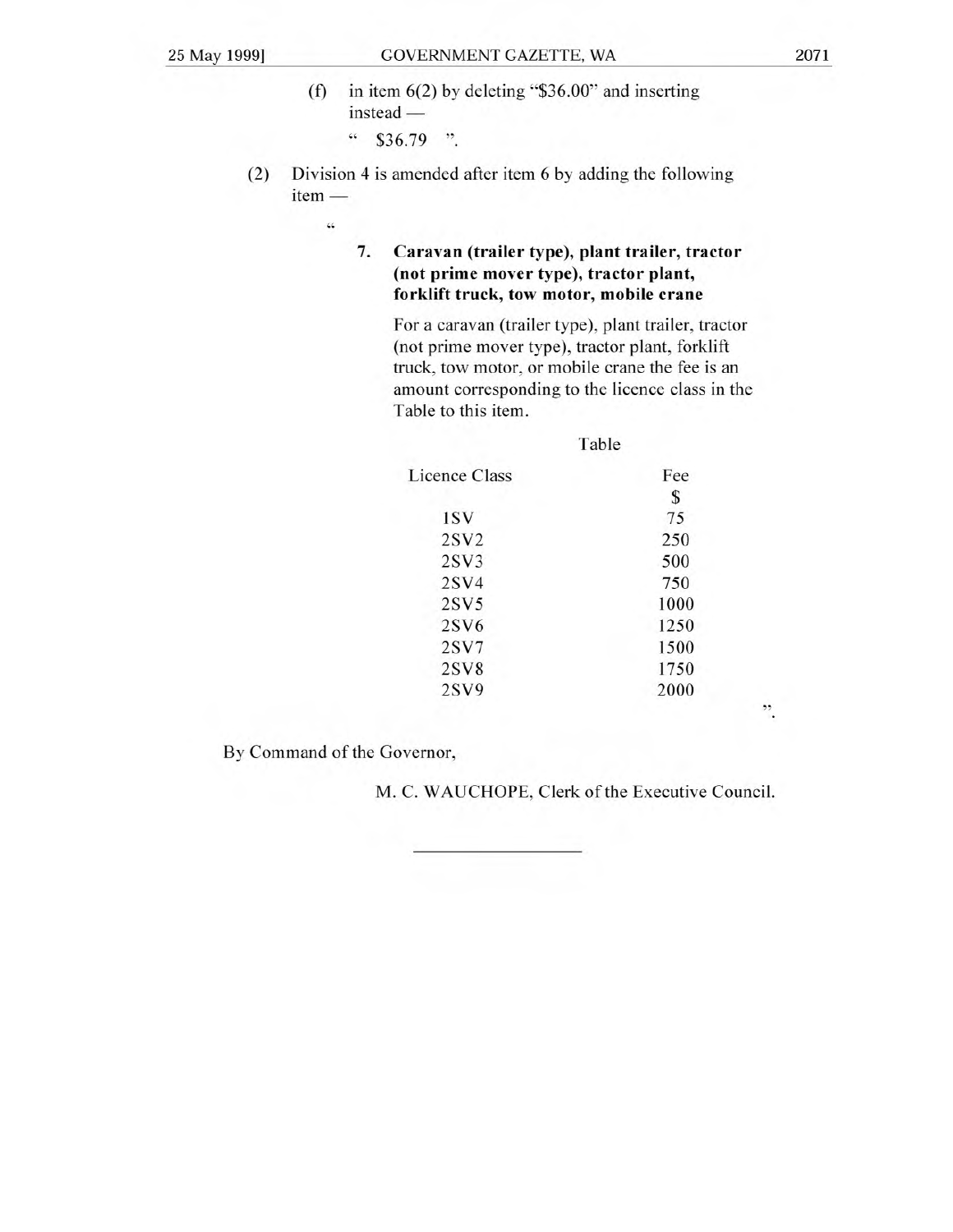(f) in item 6(2) by deleting "$36.00" and inserting instead —

" $36.79 ".

(2) Division 4 is amended after item 6 by adding the following item —

"

**7. Caravan (trailer type), plant trailer, tractor (not prime mover type), tractor plant, forklift truck, tow motor, mobile crane**

For a caravan (trailer type), plant trailer, tractor (not prime mover type), tractor plant, forklift truck, tow motor, or mobile crane the fee is an amount corresponding to the licence class in the Table to this item.

Table

| Licence Class | Fee $ |
|---|---|
| 1SV | 75 |
| 2SV2 | 250 |
| 2SV3 | 500 |
| 2SV4 | 750 |
| 2SV5 | 1000 |
| 2SV6 | 1250 |
| 2SV7 | 1500 |
| 2SV8 | 1750 |
| 2SV9 | 2000 |

".

By Command of the Governor,

M. C. WAUCHOPE, Clerk of the Executive Council.

---